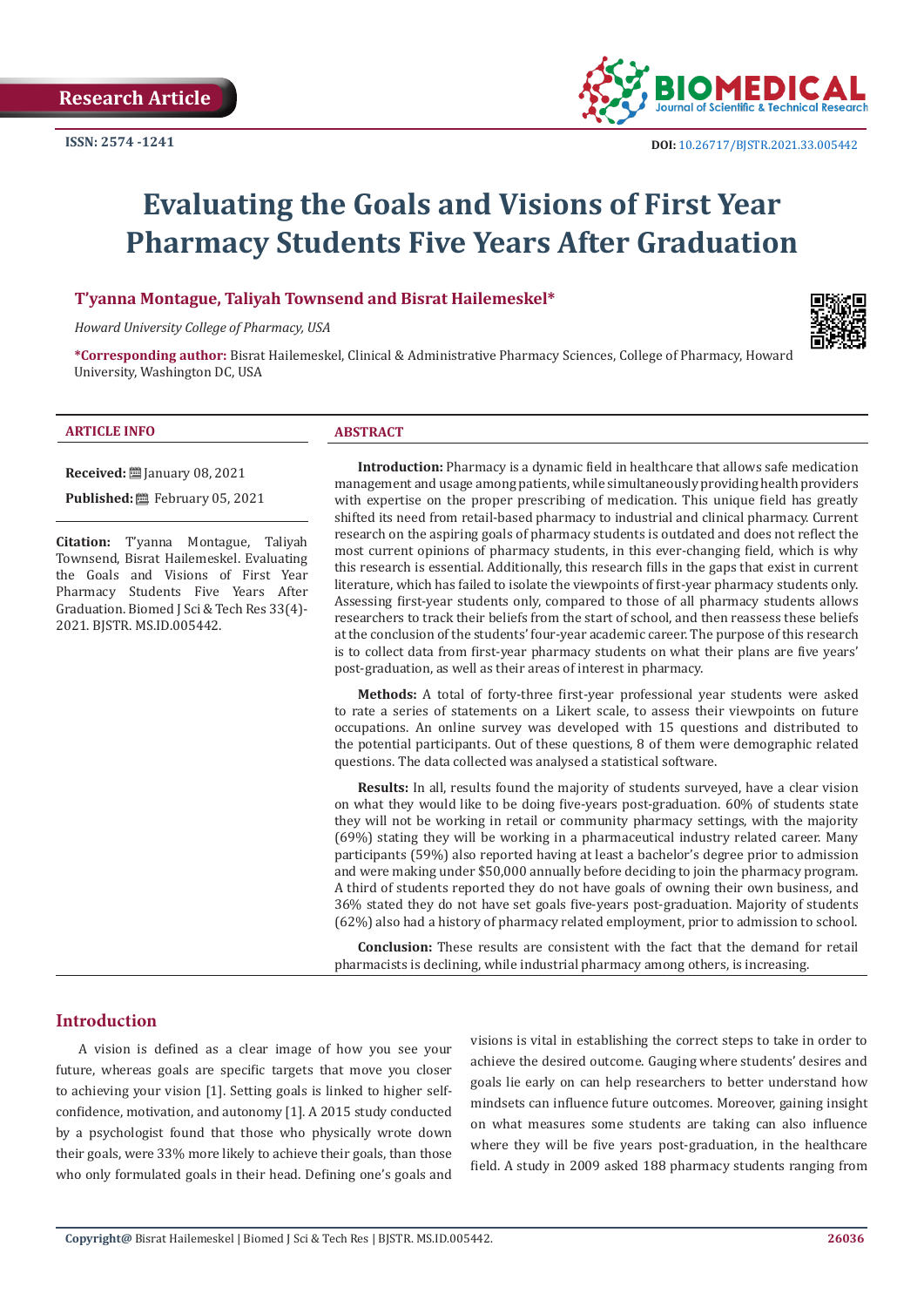Research Article

ISSN: 2574 -1241

DOI: 10.26717/BJSTR.2021.33.005442

# Evaluating the Goals and Visions of First Year Pharmacy Students Five Years After Graduation

**T'yanna Montague, Taliyah Townsend and Bisrat Hailemeskel\***

*Howard University College of Pharmacy, USA*

**\*Corresponding author:** Bisrat Hailemeskel, Clinical & Administrative Pharmacy Sciences, College of Pharmacy, Howard University, Washington DC, USA

**ARTICLE INFO**

**Received:** January 08, 2021

**Published:** February 05, 2021

**Citation:** T'yanna Montague, Taliyah Townsend, Bisrat Hailemeskel. Evaluating the Goals and Visions of First Year Pharmacy Students Five Years After Graduation. Biomed J Sci & Tech Res 33(4)-2021. BJSTR. MS.ID.005442.

**ABSTRACT**

**Introduction:** Pharmacy is a dynamic field in healthcare that allows safe medication management and usage among patients, while simultaneously providing health providers with expertise on the proper prescribing of medication. This unique field has greatly shifted its need from retail-based pharmacy to industrial and clinical pharmacy. Current research on the aspiring goals of pharmacy students is outdated and does not reflect the most current opinions of pharmacy students, in this ever-changing field, which is why this research is essential. Additionally, this research fills in the gaps that exist in current literature, which has failed to isolate the viewpoints of first-year pharmacy students only. Assessing first-year students only, compared to those of all pharmacy students allows researchers to track their beliefs from the start of school, and then reassess these beliefs at the conclusion of the students' four-year academic career. The purpose of this research is to collect data from first-year pharmacy students on what their plans are five years' post-graduation, as well as their areas of interest in pharmacy.

**Methods:** A total of forty-three first-year professional year students were asked to rate a series of statements on a Likert scale, to assess their viewpoints on future occupations. An online survey was developed with 15 questions and distributed to the potential participants. Out of these questions, 8 of them were demographic related questions. The data collected was analysed a statistical software.

**Results:** In all, results found the majority of students surveyed, have a clear vision on what they would like to be doing five-years post-graduation. 60% of students state they will not be working in retail or community pharmacy settings, with the majority (69%) stating they will be working in a pharmaceutical industry related career. Many participants (59%) also reported having at least a bachelor's degree prior to admission and were making under $50,000 annually before deciding to join the pharmacy program. A third of students reported they do not have goals of owning their own business, and 36% stated they do not have set goals five-years post-graduation. Majority of students (62%) also had a history of pharmacy related employment, prior to admission to school.

**Conclusion:** These results are consistent with the fact that the demand for retail pharmacists is declining, while industrial pharmacy among others, is increasing.

## Introduction

A vision is defined as a clear image of how you see your future, whereas goals are specific targets that move you closer to achieving your vision [1]. Setting goals is linked to higher self-confidence, motivation, and autonomy [1]. A 2015 study conducted by a psychologist found that those who physically wrote down their goals, were 33% more likely to achieve their goals, than those who only formulated goals in their head. Defining one's goals and visions is vital in establishing the correct steps to take in order to achieve the desired outcome. Gauging where students' desires and goals lie early on can help researchers to better understand how mindsets can influence future outcomes. Moreover, gaining insight on what measures some students are taking can also influence where they will be five years post-graduation, in the healthcare field. A study in 2009 asked 188 pharmacy students ranging from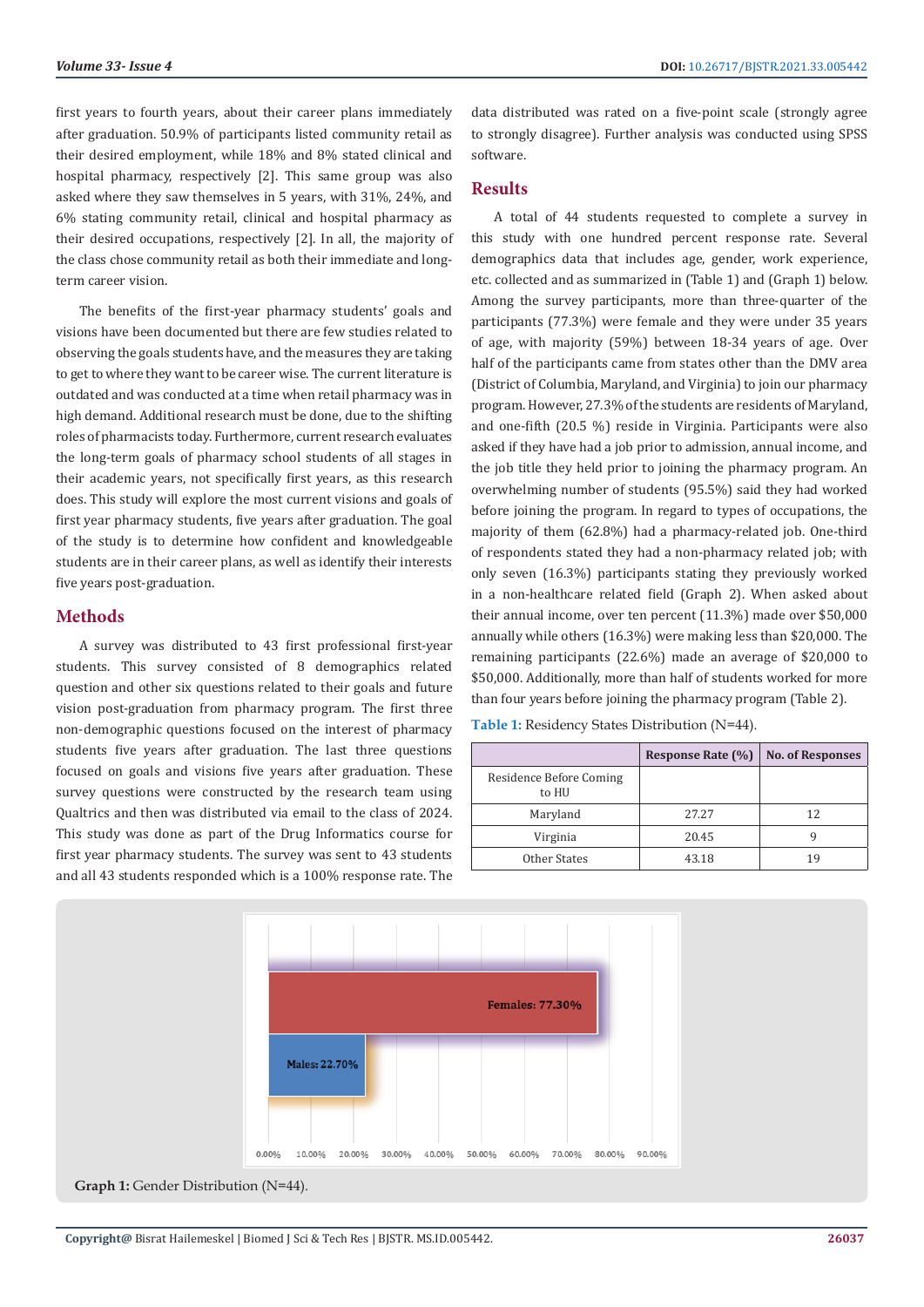first years to fourth years, about their career plans immediately after graduation. 50.9% of participants listed community retail as their desired employment, while 18% and 8% stated clinical and hospital pharmacy, respectively [2]. This same group was also asked where they saw themselves in 5 years, with 31%, 24%, and 6% stating community retail, clinical and hospital pharmacy as their desired occupations, respectively [2]. In all, the majority of the class chose community retail as both their immediate and long-term career vision.

The benefits of the first-year pharmacy students' goals and visions have been documented but there are few studies related to observing the goals students have, and the measures they are taking to get to where they want to be career wise. The current literature is outdated and was conducted at a time when retail pharmacy was in high demand. Additional research must be done, due to the shifting roles of pharmacists today. Furthermore, current research evaluates the long-term goals of pharmacy school students of all stages in their academic years, not specifically first years, as this research does. This study will explore the most current visions and goals of first year pharmacy students, five years after graduation. The goal of the study is to determine how confident and knowledgeable students are in their career plans, as well as identify their interests five years post-graduation.

## Methods

A survey was distributed to 43 first professional first-year students. This survey consisted of 8 demographics related question and other six questions related to their goals and future vision post-graduation from pharmacy program. The first three non-demographic questions focused on the interest of pharmacy students five years after graduation. The last three questions focused on goals and visions five years after graduation. These survey questions were constructed by the research team using Qualtrics and then was distributed via email to the class of 2024. This study was done as part of the Drug Informatics course for first year pharmacy students. The survey was sent to 43 students and all 43 students responded which is a 100% response rate. The data distributed was rated on a five-point scale (strongly agree to strongly disagree). Further analysis was conducted using SPSS software.

## Results

A total of 44 students requested to complete a survey in this study with one hundred percent response rate. Several demographics data that includes age, gender, work experience, etc. collected and as summarized in (Table 1) and (Graph 1) below. Among the survey participants, more than three-quarter of the participants (77.3%) were female and they were under 35 years of age, with majority (59%) between 18-34 years of age. Over half of the participants came from states other than the DMV area (District of Columbia, Maryland, and Virginia) to join our pharmacy program. However, 27.3% of the students are residents of Maryland, and one-fifth (20.5 %) reside in Virginia. Participants were also asked if they have had a job prior to admission, annual income, and the job title they held prior to joining the pharmacy program. An overwhelming number of students (95.5%) said they had worked before joining the program. In regard to types of occupations, the majority of them (62.8%) had a pharmacy-related job. One-third of respondents stated they had a non-pharmacy related job; with only seven (16.3%) participants stating they previously worked in a non-healthcare related field (Graph 2). When asked about their annual income, over ten percent (11.3%) made over $50,000 annually while others (16.3%) were making less than $20,000. The remaining participants (22.6%) made an average of $20,000 to $50,000. Additionally, more than half of students worked for more than four years before joining the pharmacy program (Table 2).

**Table 1:** Residency States Distribution (N=44).

| | Response Rate (%) | No. of Responses |
|---|---|---|
| Residence Before Coming to HU | | |
| Maryland | 27.27 | 12 |
| Virginia | 20.45 | 9 |
| Other States | 43.18 | 19 |

Females: 77.30%
Males: 22.70%

**Graph 1:** Gender Distribution (N=44).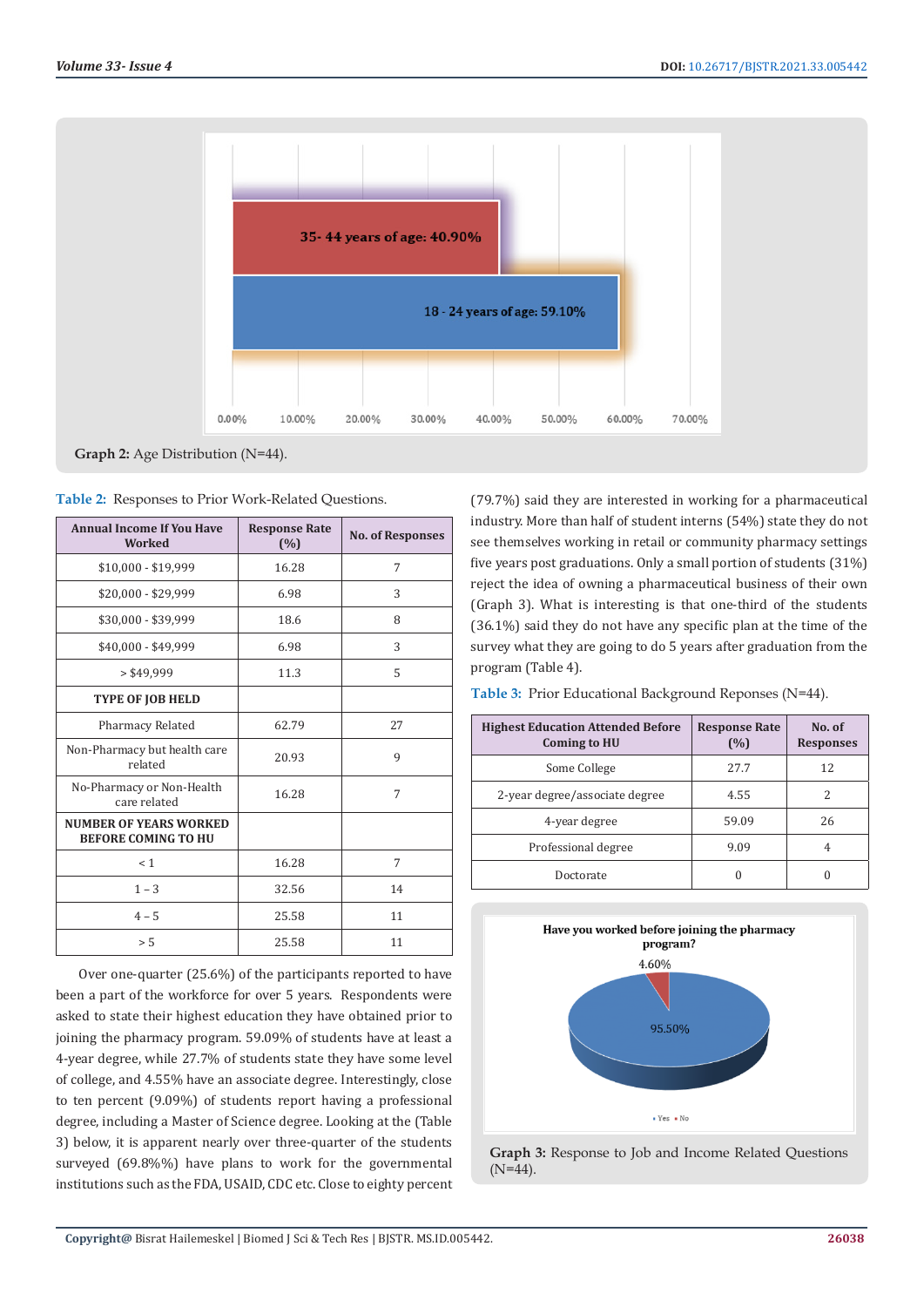Graph 2: Age Distribution (N=44).

Table 2: Responses to Prior Work-Related Questions.

| Annual Income If You Have Worked | Response Rate (%) | No. of Responses |
|---|---|---|
| $10,000 - $19,999 | 16.28 | 7 |
| $20,000 - $29,999 | 6.98 | 3 |
| $30,000 - $39,999 | 18.6 | 8 |
| $40,000 - $49,999 | 6.98 | 3 |
| > $49,999 | 11.3 | 5 |
| **TYPE OF JOB HELD** | | |
| Pharmacy Related | 62.79 | 27 |
| Non-Pharmacy but health care related | 20.93 | 9 |
| No-Pharmacy or Non-Health care related | 16.28 | 7 |
| **NUMBER OF YEARS WORKED BEFORE COMING TO HU** | | |
| < 1 | 16.28 | 7 |
| 1 – 3 | 32.56 | 14 |
| 4 – 5 | 25.58 | 11 |
| > 5 | 25.58 | 11 |

Over one-quarter (25.6%) of the participants reported to have been a part of the workforce for over 5 years. Respondents were asked to state their highest education they have obtained prior to joining the pharmacy program. 59.09% of students have at least a 4-year degree, while 27.7% of students state they have some level of college, and 4.55% have an associate degree. Interestingly, close to ten percent (9.09%) of students report having a professional degree, including a Master of Science degree. Looking at the (Table 3) below, it is apparent nearly over three-quarter of the students surveyed (69.8%%) have plans to work for the governmental institutions such as the FDA, USAID, CDC etc. Close to eighty percent (79.7%) said they are interested in working for a pharmaceutical industry. More than half of student interns (54%) state they do not see themselves working in retail or community pharmacy settings five years post graduations. Only a small portion of students (31%) reject the idea of owning a pharmaceutical business of their own (Graph 3). What is interesting is that one-third of the students (36.1%) said they do not have any specific plan at the time of the survey what they are going to do 5 years after graduation from the program (Table 4).

Table 3: Prior Educational Background Reponses (N=44).

| Highest Education Attended Before Coming to HU | Response Rate (%) | No. of Responses |
|---|---|---|
| Some College | 27.7 | 12 |
| 2-year degree/associate degree | 4.55 | 2 |
| 4-year degree | 59.09 | 26 |
| Professional degree | 9.09 | 4 |
| Doctorate | 0 | 0 |

Graph 3: Response to Job and Income Related Questions (N=44).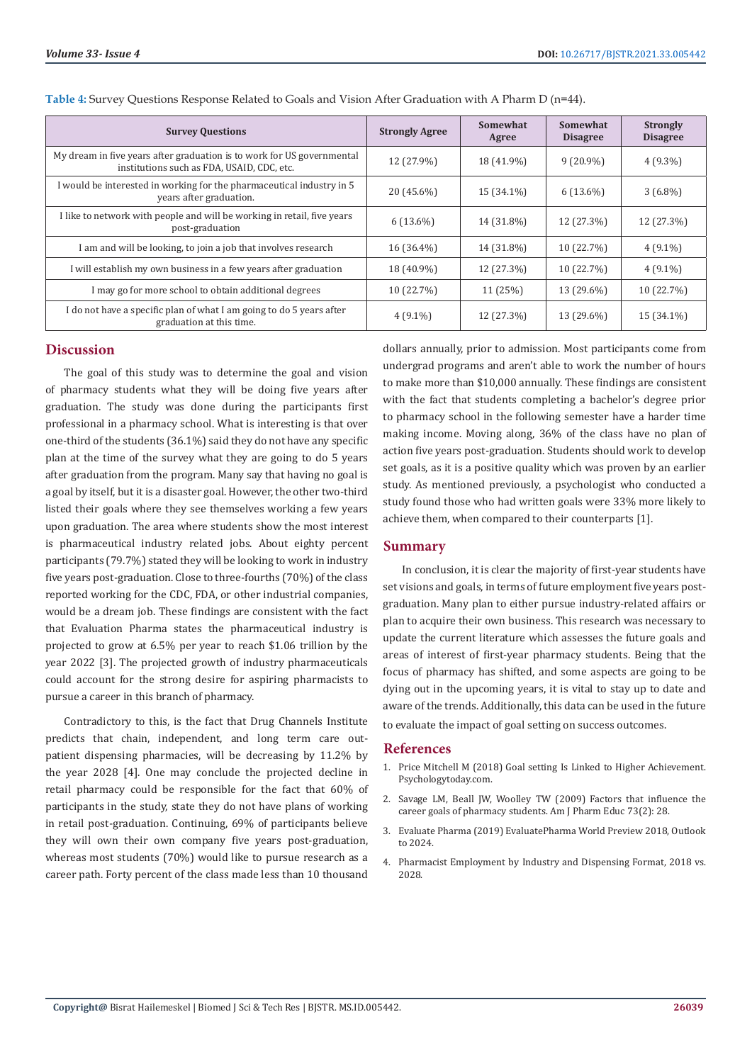**Table 4:** Survey Questions Response Related to Goals and Vision After Graduation with A Pharm D (n=44).

| Survey Questions | Strongly Agree | Somewhat Agree | Somewhat Disagree | Strongly Disagree |
|---|---|---|---|---|
| My dream in five years after graduation is to work for US governmental institutions such as FDA, USAID, CDC, etc. | 12 (27.9%) | 18 (41.9%) | 9 (20.9%) | 4 (9.3%) |
| I would be interested in working for the pharmaceutical industry in 5 years after graduation. | 20 (45.6%) | 15 (34.1%) | 6 (13.6%) | 3 (6.8%) |
| I like to network with people and will be working in retail, five years post-graduation | 6 (13.6%) | 14 (31.8%) | 12 (27.3%) | 12 (27.3%) |
| I am and will be looking, to join a job that involves research | 16 (36.4%) | 14 (31.8%) | 10 (22.7%) | 4 (9.1%) |
| I will establish my own business in a few years after graduation | 18 (40.9%) | 12 (27.3%) | 10 (22.7%) | 4 (9.1%) |
| I may go for more school to obtain additional degrees | 10 (22.7%) | 11 (25%) | 13 (29.6%) | 10 (22.7%) |
| I do not have a specific plan of what I am going to do 5 years after graduation at this time. | 4 (9.1%) | 12 (27.3%) | 13 (29.6%) | 15 (34.1%) |

## Discussion

The goal of this study was to determine the goal and vision of pharmacy students what they will be doing five years after graduation. The study was done during the participants first professional in a pharmacy school. What is interesting is that over one-third of the students (36.1%) said they do not have any specific plan at the time of the survey what they are going to do 5 years after graduation from the program. Many say that having no goal is a goal by itself, but it is a disaster goal. However, the other two-third listed their goals where they see themselves working a few years upon graduation. The area where students show the most interest is pharmaceutical industry related jobs. About eighty percent participants (79.7%) stated they will be looking to work in industry five years post-graduation. Close to three-fourths (70%) of the class reported working for the CDC, FDA, or other industrial companies, would be a dream job. These findings are consistent with the fact that Evaluation Pharma states the pharmaceutical industry is projected to grow at 6.5% per year to reach $1.06 trillion by the year 2022 [3]. The projected growth of industry pharmaceuticals could account for the strong desire for aspiring pharmacists to pursue a career in this branch of pharmacy.

Contradictory to this, is the fact that Drug Channels Institute predicts that chain, independent, and long term care out-patient dispensing pharmacies, will be decreasing by 11.2% by the year 2028 [4]. One may conclude the projected decline in retail pharmacy could be responsible for the fact that 60% of participants in the study, state they do not have plans of working in retail post-graduation. Continuing, 69% of participants believe they will own their own company five years post-graduation, whereas most students (70%) would like to pursue research as a career path. Forty percent of the class made less than 10 thousand dollars annually, prior to admission. Most participants come from undergrad programs and aren't able to work the number of hours to make more than $10,000 annually. These findings are consistent with the fact that students completing a bachelor's degree prior to pharmacy school in the following semester have a harder time making income. Moving along, 36% of the class have no plan of action five years post-graduation. Students should work to develop set goals, as it is a positive quality which was proven by an earlier study. As mentioned previously, a psychologist who conducted a study found those who had written goals were 33% more likely to achieve them, when compared to their counterparts [1].

## Summary

In conclusion, it is clear the majority of first-year students have set visions and goals, in terms of future employment five years post-graduation. Many plan to either pursue industry-related affairs or plan to acquire their own business. This research was necessary to update the current literature which assesses the future goals and areas of interest of first-year pharmacy students. Being that the focus of pharmacy has shifted, and some aspects are going to be dying out in the upcoming years, it is vital to stay up to date and aware of the trends. Additionally, this data can be used in the future to evaluate the impact of goal setting on success outcomes.

## References

1. Price Mitchell M (2018) Goal setting Is Linked to Higher Achievement. Psychologytoday.com.
2. Savage LM, Beall JW, Woolley TW (2009) Factors that influence the career goals of pharmacy students. Am J Pharm Educ 73(2): 28.
3. Evaluate Pharma (2019) EvaluatePharma World Preview 2018, Outlook to 2024.
4. Pharmacist Employment by Industry and Dispensing Format, 2018 vs. 2028.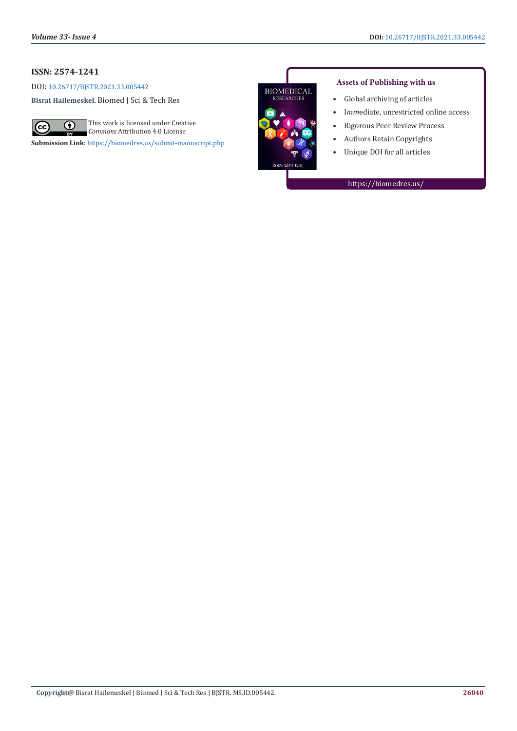**ISSN: 2574-1241**

DOI: 10.26717/BJSTR.2021.33.005442

**Bisrat Hailemeskel.** Biomed J Sci & Tech Res

This work is licensed under Creative *Commons* Attribution 4.0 License

**Submission Link**: https://biomedres.us/submit-manuscript.php

### Assets of Publishing with us

- Global archiving of articles
- Immediate, unrestricted online access
- Rigorous Peer Review Process
- Authors Retain Copyrights
- Unique DOI for all articles

https://biomedres.us/